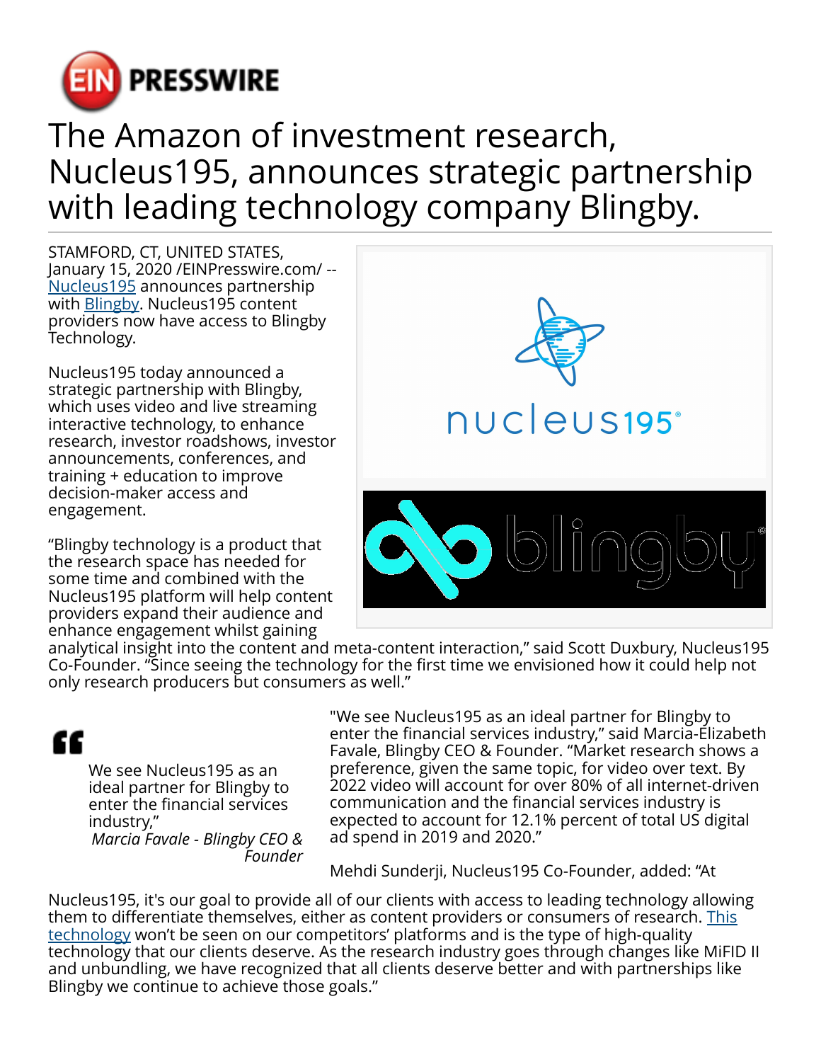# The Amazon of investment research, Nucleus195, announces strategic partnership with leading technology company Blingby.

STAMFORD, CT, UNITED STATES, January 15, 2020 /EINPresswire.com/ -- Nucleus195 announces partnership with Blingby. Nucleus195 content providers now have access to Blingby Technology.

Nucleus195 today announced a strategic partnership with Blingby, which uses video and live streaming interactive technology, to enhance research, investor roadshows, investor announcements, conferences, and training + education to improve decision-maker access and engagement.

"Blingby technology is a product that the research space has needed for some time and combined with the Nucleus195 platform will help content providers expand their audience and enhance engagement whilst gaining analytical insight into the content and meta-content interaction," said Scott Duxbury, Nucleus195 Co-Founder. "Since seeing the technology for the first time we envisioned how it could help not only research producers but consumers as well."

> We see Nucleus195 as an ideal partner for Blingby to enter the financial services industry,"
>
> *Marcia Favale - Blingby CEO & Founder*

"We see Nucleus195 as an ideal partner for Blingby to enter the financial services industry," said Marcia-Elizabeth Favale, Blingby CEO & Founder. "Market research shows a preference, given the same topic, for video over text. By 2022 video will account for over 80% of all internet-driven communication and the financial services industry is expected to account for 12.1% percent of total US digital ad spend in 2019 and 2020."

Mehdi Sunderji, Nucleus195 Co-Founder, added: "At Nucleus195, it's our goal to provide all of our clients with access to leading technology allowing them to differentiate themselves, either as content providers or consumers of research. This technology won't be seen on our competitors' platforms and is the type of high-quality technology that our clients deserve. As the research industry goes through changes like MiFID II and unbundling, we have recognized that all clients deserve better and with partnerships like Blingby we continue to achieve those goals."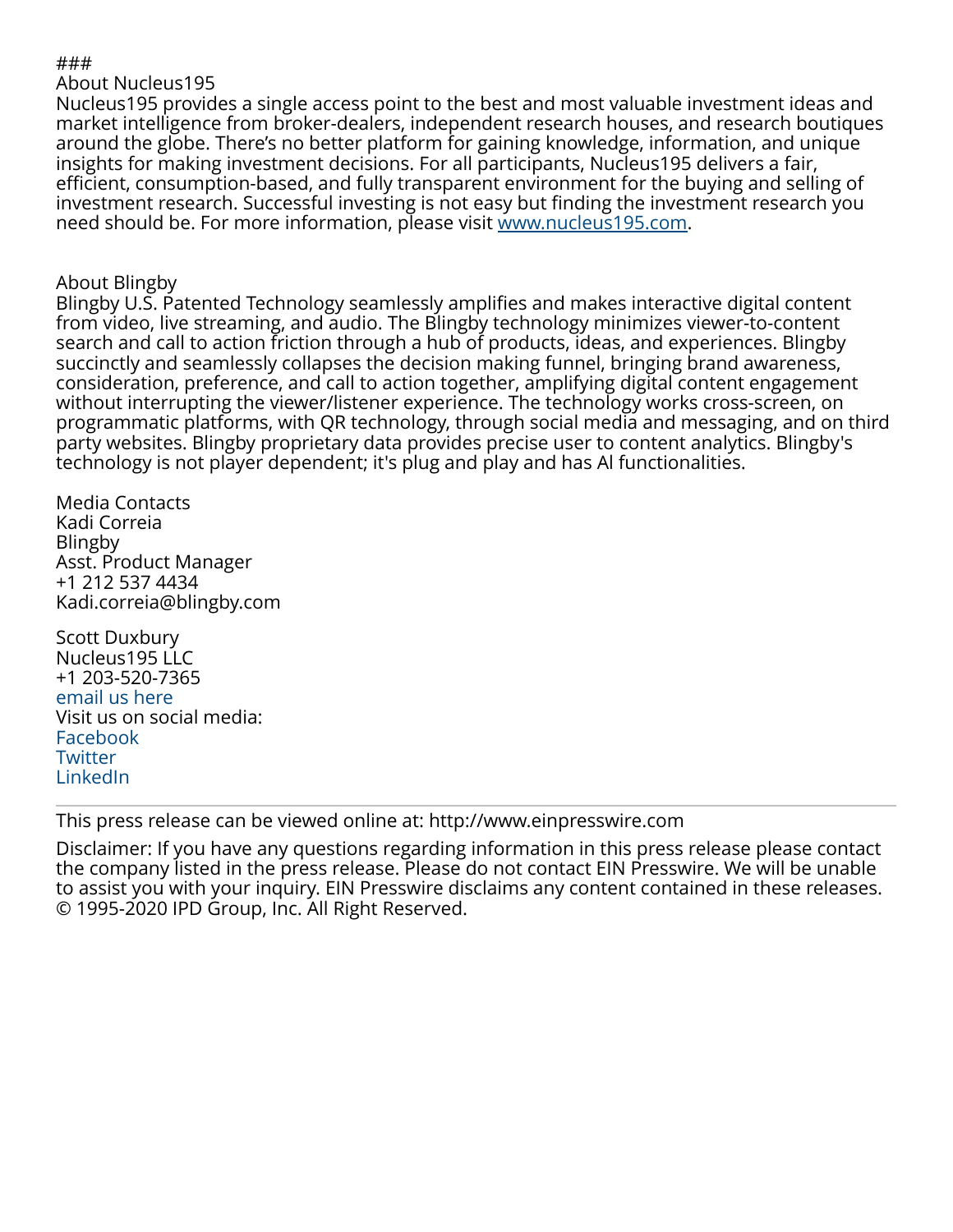###

About Nucleus195

Nucleus195 provides a single access point to the best and most valuable investment ideas and market intelligence from broker-dealers, independent research houses, and research boutiques around the globe. There's no better platform for gaining knowledge, information, and unique insights for making investment decisions. For all participants, Nucleus195 delivers a fair, efficient, consumption-based, and fully transparent environment for the buying and selling of investment research. Successful investing is not easy but finding the investment research you need should be. For more information, please visit [www.nucleus195.com](http://www.nucleus195.com).

About Blingby

Blingby U.S. Patented Technology seamlessly amplifies and makes interactive digital content from video, live streaming, and audio. The Blingby technology minimizes viewer-to-content search and call to action friction through a hub of products, ideas, and experiences. Blingby succinctly and seamlessly collapses the decision making funnel, bringing brand awareness, consideration, preference, and call to action together, amplifying digital content engagement without interrupting the viewer/listener experience. The technology works cross-screen, on programmatic platforms, with QR technology, through social media and messaging, and on third party websites. Blingby proprietary data provides precise user to content analytics. Blingby's technology is not player dependent; it's plug and play and has AI functionalities.

Media Contacts
Kadi Correia
Blingby
Asst. Product Manager
+1 212 537 4434
Kadi.correia@blingby.com

Scott Duxbury
Nucleus195 LLC
+1 203-520-7365
email us here
Visit us on social media:
Facebook
Twitter
LinkedIn

---

This press release can be viewed online at: http://www.einpresswire.com

Disclaimer: If you have any questions regarding information in this press release please contact the company listed in the press release. Please do not contact EIN Presswire. We will be unable to assist you with your inquiry. EIN Presswire disclaims any content contained in these releases. © 1995-2020 IPD Group, Inc. All Right Reserved.